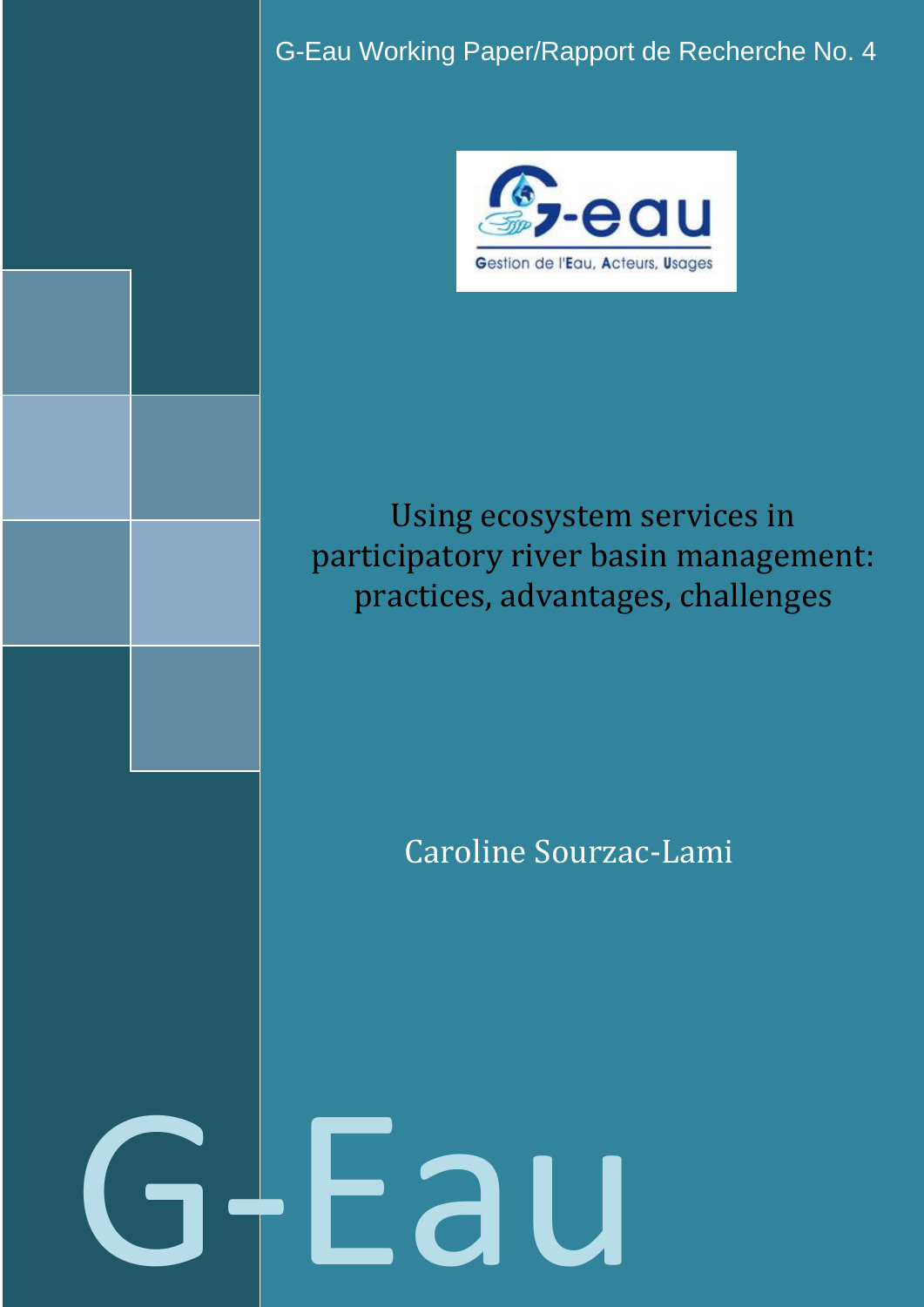G-Eau Working Paper/Rapport de Recherche No. 4

G-eau

Gestion de l'Eau, Acteurs, Usages

# Using ecosystem services in participatory river basin management: practices, advantages, challenges

Caroline Sourzac-Lami

G-Eau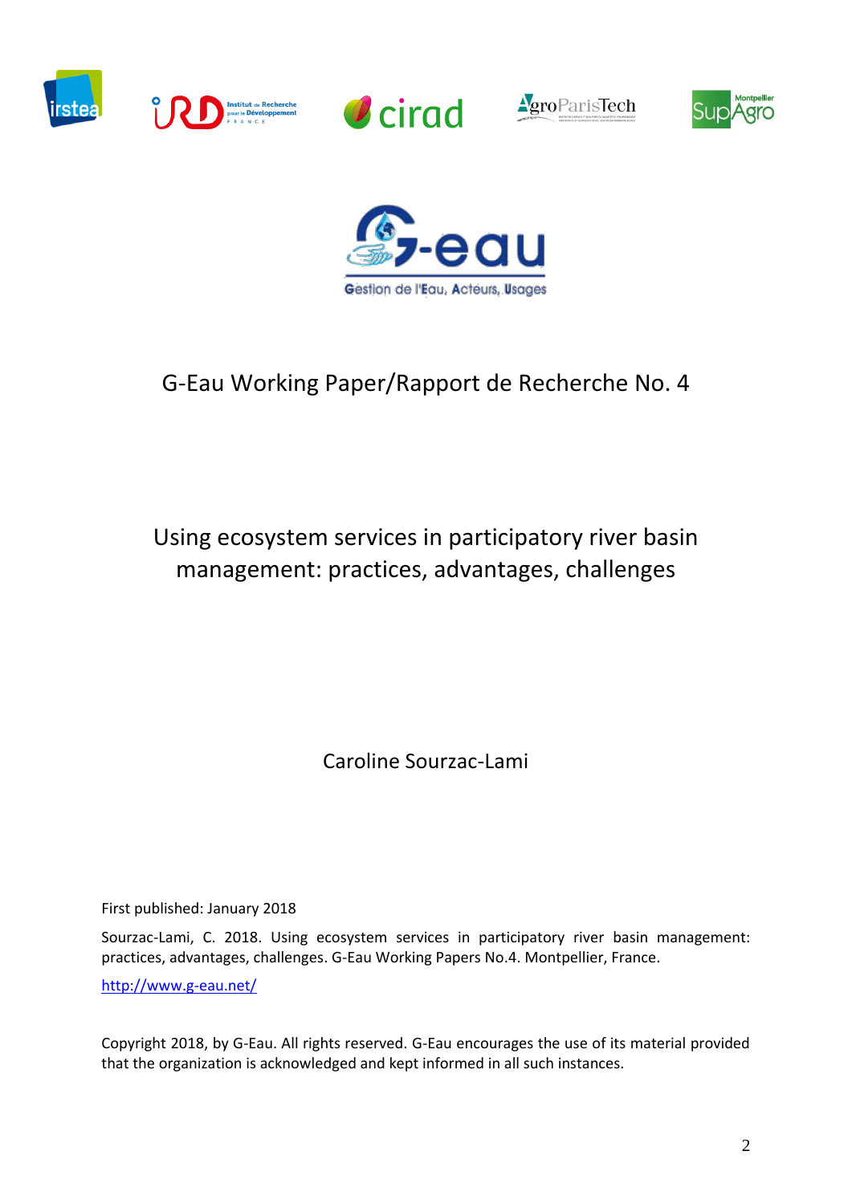G-Eau Working Paper/Rapport de Recherche No. 4

# Using ecosystem services in participatory river basin management: practices, advantages, challenges

Caroline Sourzac-Lami

First published: January 2018

Sourzac-Lami, C. 2018. Using ecosystem services in participatory river basin management: practices, advantages, challenges. G-Eau Working Papers No.4. Montpellier, France.

http://www.g-eau.net/

Copyright 2018, by G-Eau. All rights reserved. G-Eau encourages the use of its material provided that the organization is acknowledged and kept informed in all such instances.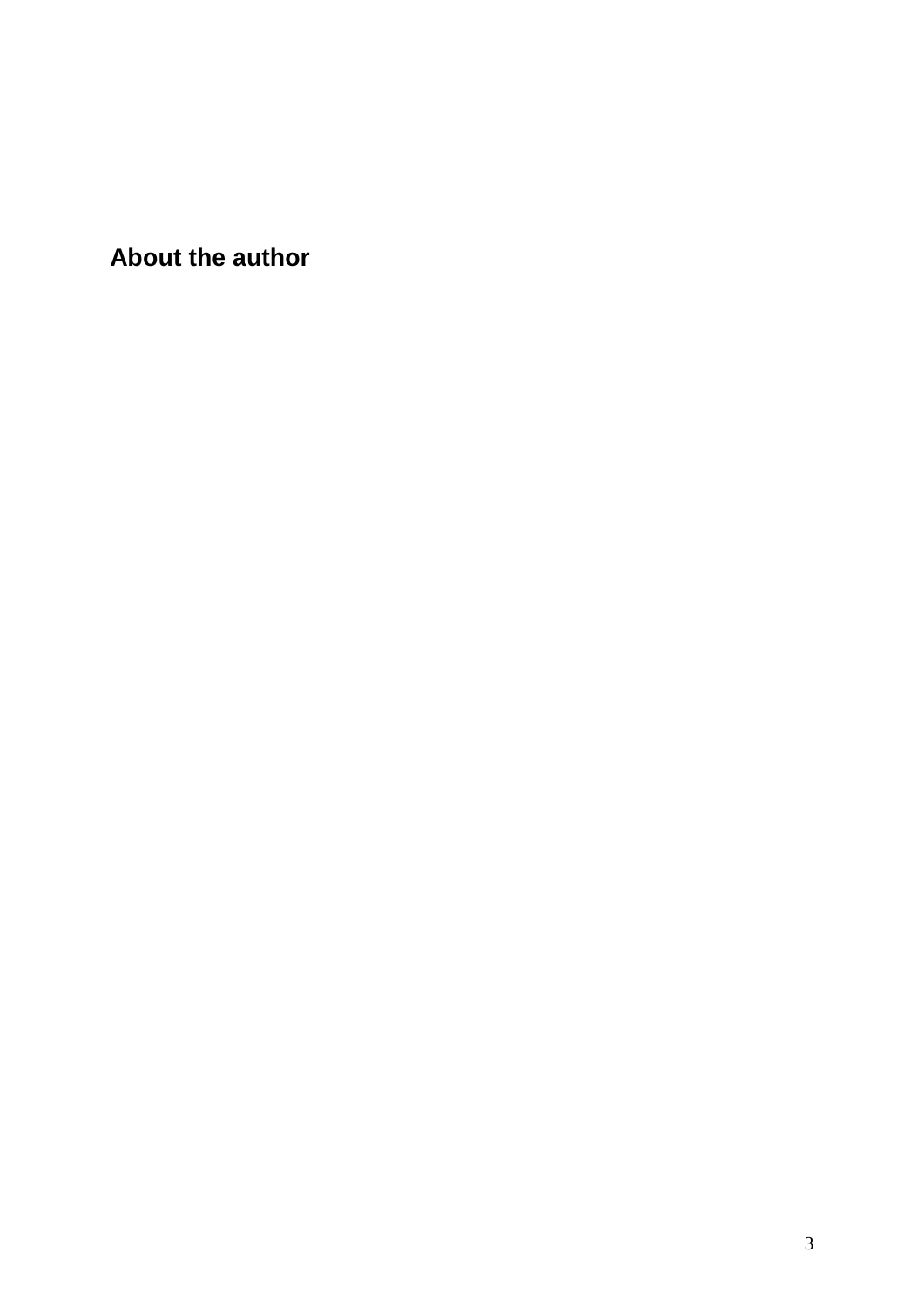## About the author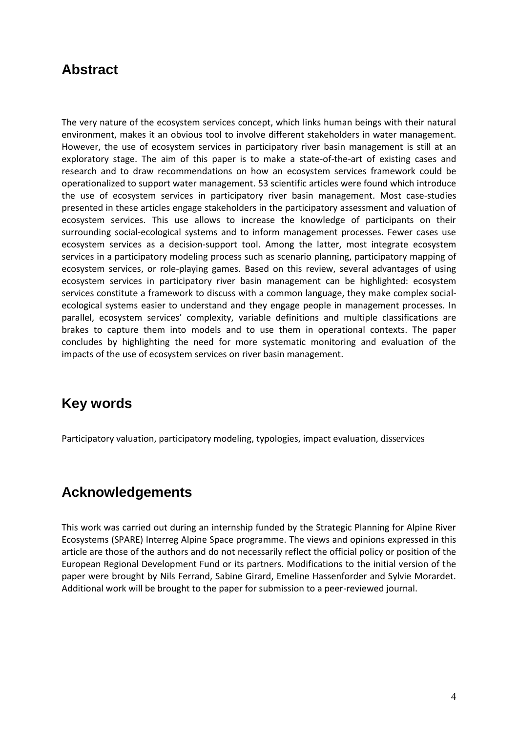## Abstract

The very nature of the ecosystem services concept, which links human beings with their natural environment, makes it an obvious tool to involve different stakeholders in water management. However, the use of ecosystem services in participatory river basin management is still at an exploratory stage. The aim of this paper is to make a state-of-the-art of existing cases and research and to draw recommendations on how an ecosystem services framework could be operationalized to support water management. 53 scientific articles were found which introduce the use of ecosystem services in participatory river basin management. Most case-studies presented in these articles engage stakeholders in the participatory assessment and valuation of ecosystem services. This use allows to increase the knowledge of participants on their surrounding social-ecological systems and to inform management processes. Fewer cases use ecosystem services as a decision-support tool. Among the latter, most integrate ecosystem services in a participatory modeling process such as scenario planning, participatory mapping of ecosystem services, or role-playing games. Based on this review, several advantages of using ecosystem services in participatory river basin management can be highlighted: ecosystem services constitute a framework to discuss with a common language, they make complex social-ecological systems easier to understand and they engage people in management processes. In parallel, ecosystem services' complexity, variable definitions and multiple classifications are brakes to capture them into models and to use them in operational contexts. The paper concludes by highlighting the need for more systematic monitoring and evaluation of the impacts of the use of ecosystem services on river basin management.

## Key words

Participatory valuation, participatory modeling, typologies, impact evaluation, disservices

## Acknowledgements

This work was carried out during an internship funded by the Strategic Planning for Alpine River Ecosystems (SPARE) Interreg Alpine Space programme. The views and opinions expressed in this article are those of the authors and do not necessarily reflect the official policy or position of the European Regional Development Fund or its partners. Modifications to the initial version of the paper were brought by Nils Ferrand, Sabine Girard, Emeline Hassenforder and Sylvie Morardet. Additional work will be brought to the paper for submission to a peer-reviewed journal.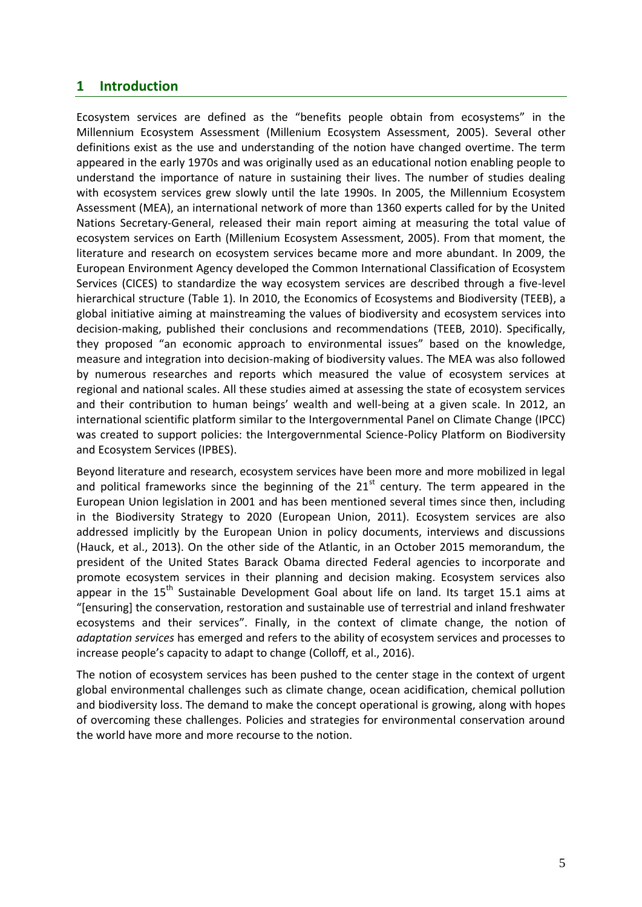# 1 Introduction

Ecosystem services are defined as the "benefits people obtain from ecosystems" in the Millennium Ecosystem Assessment (Millenium Ecosystem Assessment, 2005). Several other definitions exist as the use and understanding of the notion have changed overtime. The term appeared in the early 1970s and was originally used as an educational notion enabling people to understand the importance of nature in sustaining their lives. The number of studies dealing with ecosystem services grew slowly until the late 1990s. In 2005, the Millennium Ecosystem Assessment (MEA), an international network of more than 1360 experts called for by the United Nations Secretary-General, released their main report aiming at measuring the total value of ecosystem services on Earth (Millenium Ecosystem Assessment, 2005). From that moment, the literature and research on ecosystem services became more and more abundant. In 2009, the European Environment Agency developed the Common International Classification of Ecosystem Services (CICES) to standardize the way ecosystem services are described through a five-level hierarchical structure (Table 1). In 2010, the Economics of Ecosystems and Biodiversity (TEEB), a global initiative aiming at mainstreaming the values of biodiversity and ecosystem services into decision-making, published their conclusions and recommendations (TEEB, 2010). Specifically, they proposed "an economic approach to environmental issues" based on the knowledge, measure and integration into decision-making of biodiversity values. The MEA was also followed by numerous researches and reports which measured the value of ecosystem services at regional and national scales. All these studies aimed at assessing the state of ecosystem services and their contribution to human beings' wealth and well-being at a given scale. In 2012, an international scientific platform similar to the Intergovernmental Panel on Climate Change (IPCC) was created to support policies: the Intergovernmental Science-Policy Platform on Biodiversity and Ecosystem Services (IPBES).

Beyond literature and research, ecosystem services have been more and more mobilized in legal and political frameworks since the beginning of the 21st century. The term appeared in the European Union legislation in 2001 and has been mentioned several times since then, including in the Biodiversity Strategy to 2020 (European Union, 2011). Ecosystem services are also addressed implicitly by the European Union in policy documents, interviews and discussions (Hauck, et al., 2013). On the other side of the Atlantic, in an October 2015 memorandum, the president of the United States Barack Obama directed Federal agencies to incorporate and promote ecosystem services in their planning and decision making. Ecosystem services also appear in the 15th Sustainable Development Goal about life on land. Its target 15.1 aims at "[ensuring] the conservation, restoration and sustainable use of terrestrial and inland freshwater ecosystems and their services". Finally, in the context of climate change, the notion of *adaptation services* has emerged and refers to the ability of ecosystem services and processes to increase people's capacity to adapt to change (Colloff, et al., 2016).

The notion of ecosystem services has been pushed to the center stage in the context of urgent global environmental challenges such as climate change, ocean acidification, chemical pollution and biodiversity loss. The demand to make the concept operational is growing, along with hopes of overcoming these challenges. Policies and strategies for environmental conservation around the world have more and more recourse to the notion.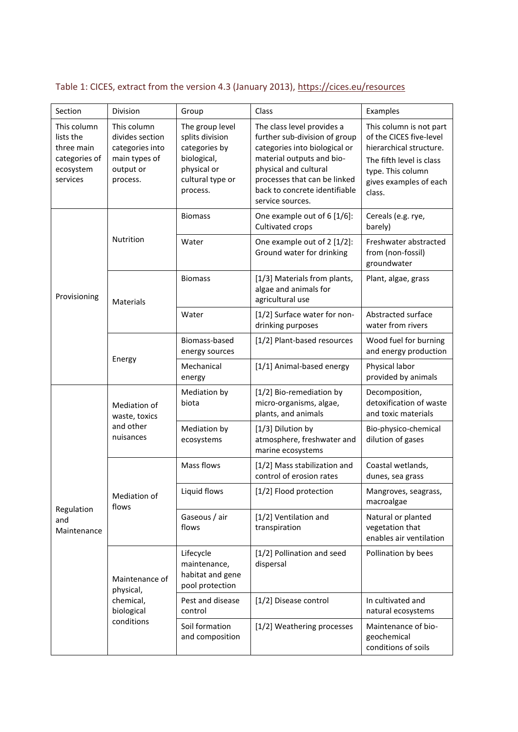Table 1: CICES, extract from the version 4.3 (January 2013), https://cices.eu/resources

| Section | Division | Group | Class | Examples |
|---|---|---|---|---|
| This column lists the three main categories of ecosystem services | This column divides section categories into main types of output or process. | The group level splits division categories by biological, physical or cultural type or process. | The class level provides a further sub-division of group categories into biological or material outputs and bio-physical and cultural processes that can be linked back to concrete identifiable service sources. | This column is not part of the CICES five-level hierarchical structure. The fifth level is class type. This column gives examples of each class. |
| Provisioning | Nutrition | Biomass | One example out of 6 [1/6]: Cultivated crops | Cereals (e.g. rye, barely) |
| | | Water | One example out of 2 [1/2]: Ground water for drinking | Freshwater abstracted from (non-fossil) groundwater |
| | Materials | Biomass | [1/3] Materials from plants, algae and animals for agricultural use | Plant, algae, grass |
| | | Water | [1/2] Surface water for non-drinking purposes | Abstracted surface water from rivers |
| | Energy | Biomass-based energy sources | [1/2] Plant-based resources | Wood fuel for burning and energy production |
| | | Mechanical energy | [1/1] Animal-based energy | Physical labor provided by animals |
| Regulation and Maintenance | Mediation of waste, toxics and other nuisances | Mediation by biota | [1/2] Bio-remediation by micro-organisms, algae, plants, and animals | Decomposition, detoxification of waste and toxic materials |
| | | Mediation by ecosystems | [1/3] Dilution by atmosphere, freshwater and marine ecosystems | Bio-physico-chemical dilution of gases |
| | Mediation of flows | Mass flows | [1/2] Mass stabilization and control of erosion rates | Coastal wetlands, dunes, sea grass |
| | | Liquid flows | [1/2] Flood protection | Mangroves, seagrass, macroalgae |
| | | Gaseous / air flows | [1/2] Ventilation and transpiration | Natural or planted vegetation that enables air ventilation |
| | Maintenance of physical, chemical, biological conditions | Lifecycle maintenance, habitat and gene pool protection | [1/2] Pollination and seed dispersal | Pollination by bees |
| | | Pest and disease control | [1/2] Disease control | In cultivated and natural ecosystems |
| | | Soil formation and composition | [1/2] Weathering processes | Maintenance of bio-geochemical conditions of soils |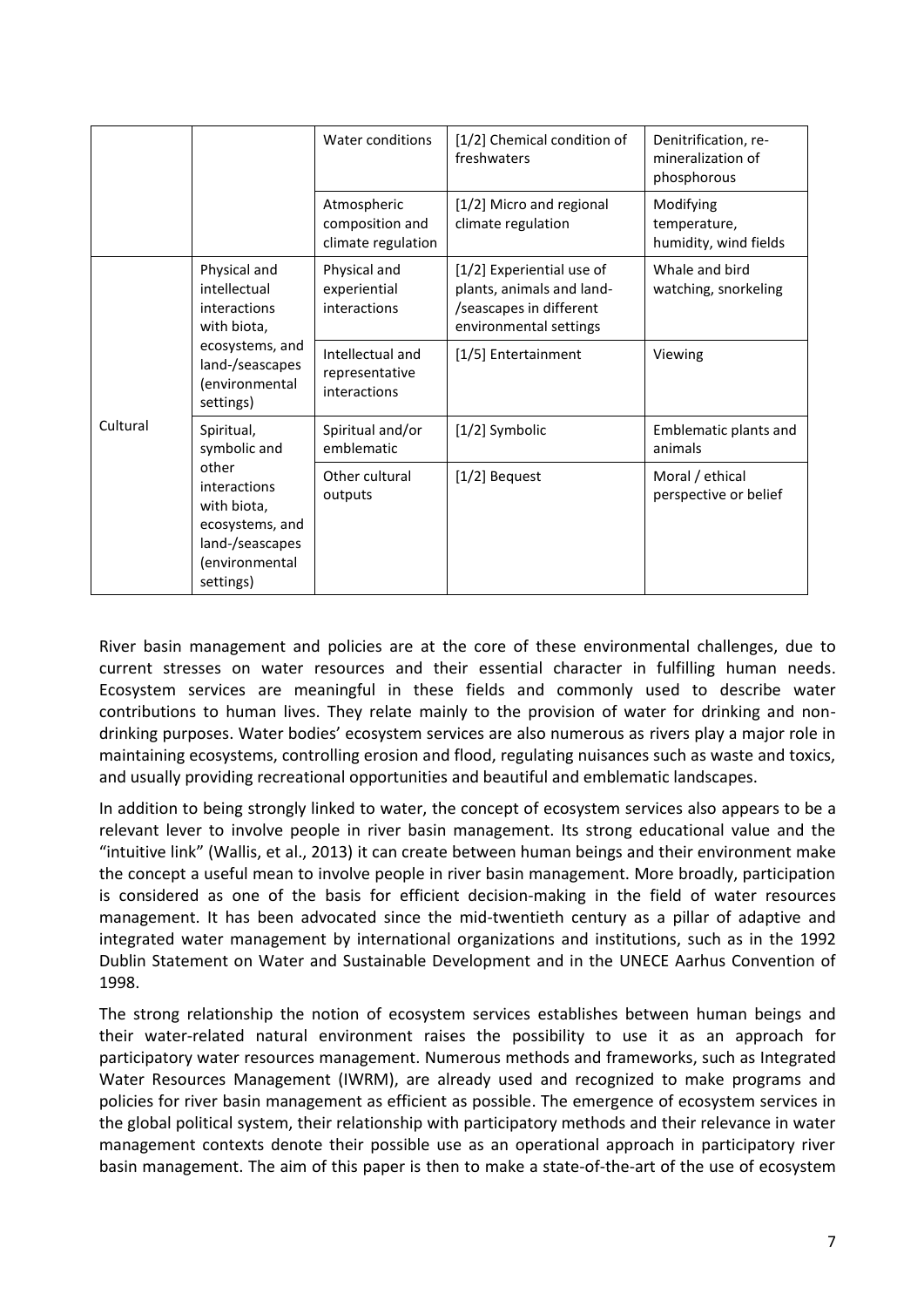| | | | | |
|---|---|---|---|---|
| | | Water conditions | [1/2] Chemical condition of freshwaters | Denitrification, re-mineralization of phosphorous |
| | | Atmospheric composition and climate regulation | [1/2] Micro and regional climate regulation | Modifying temperature, humidity, wind fields |
| Cultural | Physical and intellectual interactions with biota, ecosystems, and land-/seascapes (environmental settings) | Physical and experiential interactions | [1/2] Experiential use of plants, animals and land-/seascapes in different environmental settings | Whale and bird watching, snorkeling |
| | | Intellectual and representative interactions | [1/5] Entertainment | Viewing |
| | Spiritual, symbolic and other interactions with biota, ecosystems, and land-/seascapes (environmental settings) | Spiritual and/or emblematic | [1/2] Symbolic | Emblematic plants and animals |
| | | Other cultural outputs | [1/2] Bequest | Moral / ethical perspective or belief |

River basin management and policies are at the core of these environmental challenges, due to current stresses on water resources and their essential character in fulfilling human needs. Ecosystem services are meaningful in these fields and commonly used to describe water contributions to human lives. They relate mainly to the provision of water for drinking and non-drinking purposes. Water bodies' ecosystem services are also numerous as rivers play a major role in maintaining ecosystems, controlling erosion and flood, regulating nuisances such as waste and toxics, and usually providing recreational opportunities and beautiful and emblematic landscapes.

In addition to being strongly linked to water, the concept of ecosystem services also appears to be a relevant lever to involve people in river basin management. Its strong educational value and the "intuitive link" (Wallis, et al., 2013) it can create between human beings and their environment make the concept a useful mean to involve people in river basin management. More broadly, participation is considered as one of the basis for efficient decision-making in the field of water resources management. It has been advocated since the mid-twentieth century as a pillar of adaptive and integrated water management by international organizations and institutions, such as in the 1992 Dublin Statement on Water and Sustainable Development and in the UNECE Aarhus Convention of 1998.

The strong relationship the notion of ecosystem services establishes between human beings and their water-related natural environment raises the possibility to use it as an approach for participatory water resources management. Numerous methods and frameworks, such as Integrated Water Resources Management (IWRM), are already used and recognized to make programs and policies for river basin management as efficient as possible. The emergence of ecosystem services in the global political system, their relationship with participatory methods and their relevance in water management contexts denote their possible use as an operational approach in participatory river basin management. The aim of this paper is then to make a state-of-the-art of the use of ecosystem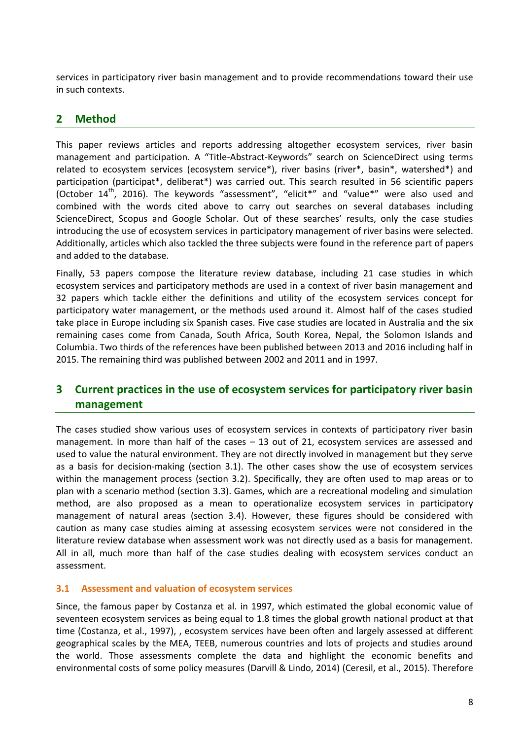services in participatory river basin management and to provide recommendations toward their use in such contexts.

## 2 Method

This paper reviews articles and reports addressing altogether ecosystem services, river basin management and participation. A "Title-Abstract-Keywords" search on ScienceDirect using terms related to ecosystem services (ecosystem service*), river basins (river*, basin*, watershed*) and participation (participat*, deliberat*) was carried out. This search resulted in 56 scientific papers (October 14th, 2016). The keywords "assessment", "elicit*" and "value*" were also used and combined with the words cited above to carry out searches on several databases including ScienceDirect, Scopus and Google Scholar. Out of these searches' results, only the case studies introducing the use of ecosystem services in participatory management of river basins were selected. Additionally, articles which also tackled the three subjects were found in the reference part of papers and added to the database.

Finally, 53 papers compose the literature review database, including 21 case studies in which ecosystem services and participatory methods are used in a context of river basin management and 32 papers which tackle either the definitions and utility of the ecosystem services concept for participatory water management, or the methods used around it. Almost half of the cases studied take place in Europe including six Spanish cases. Five case studies are located in Australia and the six remaining cases come from Canada, South Africa, South Korea, Nepal, the Solomon Islands and Columbia. Two thirds of the references have been published between 2013 and 2016 including half in 2015. The remaining third was published between 2002 and 2011 and in 1997.

## 3 Current practices in the use of ecosystem services for participatory river basin management

The cases studied show various uses of ecosystem services in contexts of participatory river basin management. In more than half of the cases – 13 out of 21, ecosystem services are assessed and used to value the natural environment. They are not directly involved in management but they serve as a basis for decision-making (section 3.1). The other cases show the use of ecosystem services within the management process (section 3.2). Specifically, they are often used to map areas or to plan with a scenario method (section 3.3). Games, which are a recreational modeling and simulation method, are also proposed as a mean to operationalize ecosystem services in participatory management of natural areas (section 3.4). However, these figures should be considered with caution as many case studies aiming at assessing ecosystem services were not considered in the literature review database when assessment work was not directly used as a basis for management. All in all, much more than half of the case studies dealing with ecosystem services conduct an assessment.

### 3.1 Assessment and valuation of ecosystem services

Since, the famous paper by Costanza et al. in 1997, which estimated the global economic value of seventeen ecosystem services as being equal to 1.8 times the global growth national product at that time (Costanza, et al., 1997), , ecosystem services have been often and largely assessed at different geographical scales by the MEA, TEEB, numerous countries and lots of projects and studies around the world. Those assessments complete the data and highlight the economic benefits and environmental costs of some policy measures (Darvill & Lindo, 2014) (Ceresil, et al., 2015). Therefore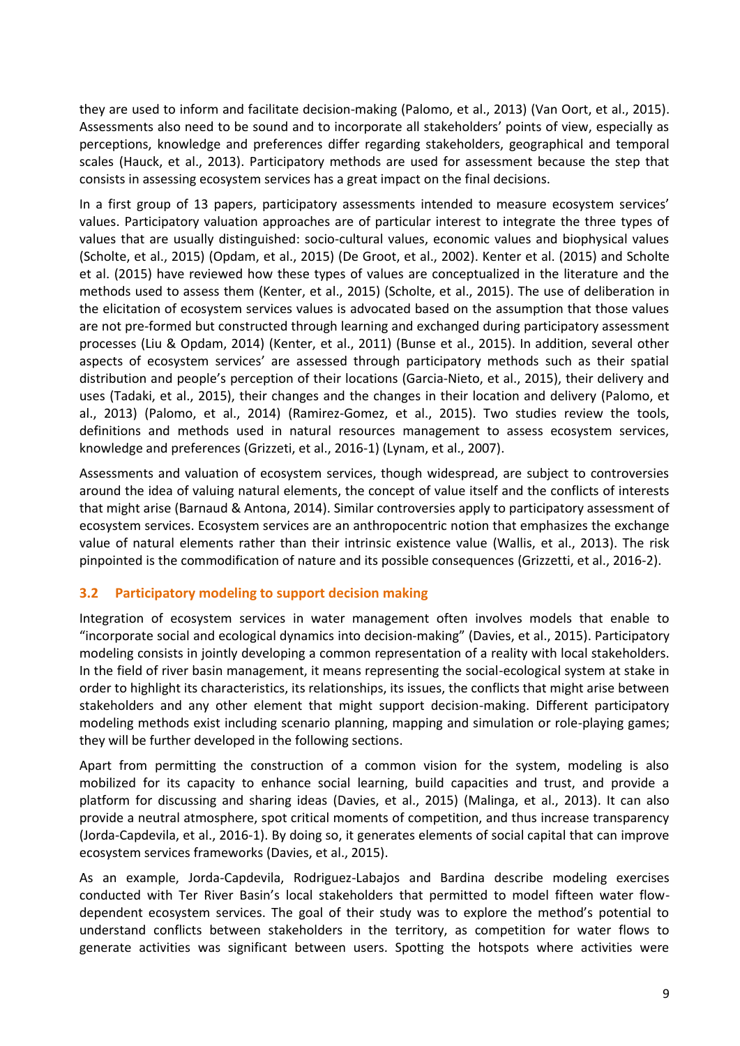they are used to inform and facilitate decision-making (Palomo, et al., 2013) (Van Oort, et al., 2015). Assessments also need to be sound and to incorporate all stakeholders' points of view, especially as perceptions, knowledge and preferences differ regarding stakeholders, geographical and temporal scales (Hauck, et al., 2013). Participatory methods are used for assessment because the step that consists in assessing ecosystem services has a great impact on the final decisions.

In a first group of 13 papers, participatory assessments intended to measure ecosystem services' values. Participatory valuation approaches are of particular interest to integrate the three types of values that are usually distinguished: socio-cultural values, economic values and biophysical values (Scholte, et al., 2015) (Opdam, et al., 2015) (De Groot, et al., 2002). Kenter et al. (2015) and Scholte et al. (2015) have reviewed how these types of values are conceptualized in the literature and the methods used to assess them (Kenter, et al., 2015) (Scholte, et al., 2015). The use of deliberation in the elicitation of ecosystem services values is advocated based on the assumption that those values are not pre-formed but constructed through learning and exchanged during participatory assessment processes (Liu & Opdam, 2014) (Kenter, et al., 2011) (Bunse et al., 2015). In addition, several other aspects of ecosystem services' are assessed through participatory methods such as their spatial distribution and people's perception of their locations (Garcia-Nieto, et al., 2015), their delivery and uses (Tadaki, et al., 2015), their changes and the changes in their location and delivery (Palomo, et al., 2013) (Palomo, et al., 2014) (Ramirez-Gomez, et al., 2015). Two studies review the tools, definitions and methods used in natural resources management to assess ecosystem services, knowledge and preferences (Grizzeti, et al., 2016-1) (Lynam, et al., 2007).

Assessments and valuation of ecosystem services, though widespread, are subject to controversies around the idea of valuing natural elements, the concept of value itself and the conflicts of interests that might arise (Barnaud & Antona, 2014). Similar controversies apply to participatory assessment of ecosystem services. Ecosystem services are an anthropocentric notion that emphasizes the exchange value of natural elements rather than their intrinsic existence value (Wallis, et al., 2013). The risk pinpointed is the commodification of nature and its possible consequences (Grizzetti, et al., 2016-2).

### 3.2 Participatory modeling to support decision making

Integration of ecosystem services in water management often involves models that enable to "incorporate social and ecological dynamics into decision-making" (Davies, et al., 2015). Participatory modeling consists in jointly developing a common representation of a reality with local stakeholders. In the field of river basin management, it means representing the social-ecological system at stake in order to highlight its characteristics, its relationships, its issues, the conflicts that might arise between stakeholders and any other element that might support decision-making. Different participatory modeling methods exist including scenario planning, mapping and simulation or role-playing games; they will be further developed in the following sections.

Apart from permitting the construction of a common vision for the system, modeling is also mobilized for its capacity to enhance social learning, build capacities and trust, and provide a platform for discussing and sharing ideas (Davies, et al., 2015) (Malinga, et al., 2013). It can also provide a neutral atmosphere, spot critical moments of competition, and thus increase transparency (Jorda-Capdevila, et al., 2016-1). By doing so, it generates elements of social capital that can improve ecosystem services frameworks (Davies, et al., 2015).

As an example, Jorda-Capdevila, Rodriguez-Labajos and Bardina describe modeling exercises conducted with Ter River Basin's local stakeholders that permitted to model fifteen water flow-dependent ecosystem services. The goal of their study was to explore the method's potential to understand conflicts between stakeholders in the territory, as competition for water flows to generate activities was significant between users. Spotting the hotspots where activities were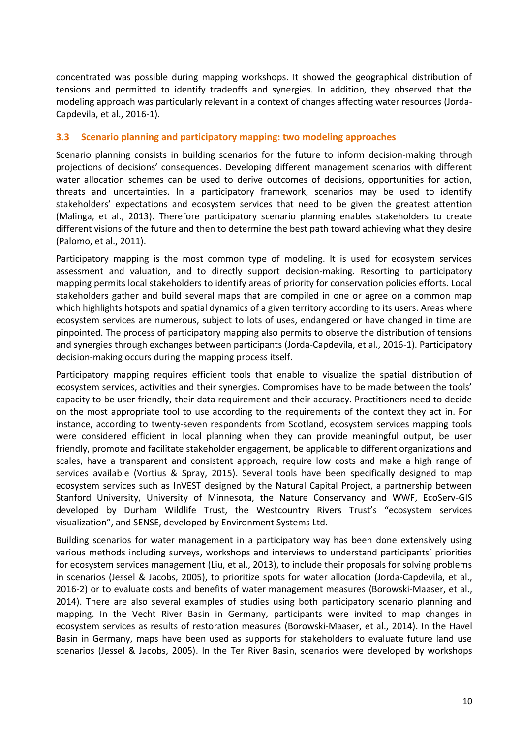concentrated was possible during mapping workshops. It showed the geographical distribution of tensions and permitted to identify tradeoffs and synergies. In addition, they observed that the modeling approach was particularly relevant in a context of changes affecting water resources (Jorda-Capdevila, et al., 2016-1).

### 3.3 Scenario planning and participatory mapping: two modeling approaches

Scenario planning consists in building scenarios for the future to inform decision-making through projections of decisions' consequences. Developing different management scenarios with different water allocation schemes can be used to derive outcomes of decisions, opportunities for action, threats and uncertainties. In a participatory framework, scenarios may be used to identify stakeholders' expectations and ecosystem services that need to be given the greatest attention (Malinga, et al., 2013). Therefore participatory scenario planning enables stakeholders to create different visions of the future and then to determine the best path toward achieving what they desire (Palomo, et al., 2011).

Participatory mapping is the most common type of modeling. It is used for ecosystem services assessment and valuation, and to directly support decision-making. Resorting to participatory mapping permits local stakeholders to identify areas of priority for conservation policies efforts. Local stakeholders gather and build several maps that are compiled in one or agree on a common map which highlights hotspots and spatial dynamics of a given territory according to its users. Areas where ecosystem services are numerous, subject to lots of uses, endangered or have changed in time are pinpointed. The process of participatory mapping also permits to observe the distribution of tensions and synergies through exchanges between participants (Jorda-Capdevila, et al., 2016-1). Participatory decision-making occurs during the mapping process itself.

Participatory mapping requires efficient tools that enable to visualize the spatial distribution of ecosystem services, activities and their synergies. Compromises have to be made between the tools' capacity to be user friendly, their data requirement and their accuracy. Practitioners need to decide on the most appropriate tool to use according to the requirements of the context they act in. For instance, according to twenty-seven respondents from Scotland, ecosystem services mapping tools were considered efficient in local planning when they can provide meaningful output, be user friendly, promote and facilitate stakeholder engagement, be applicable to different organizations and scales, have a transparent and consistent approach, require low costs and make a high range of services available (Vortius & Spray, 2015). Several tools have been specifically designed to map ecosystem services such as InVEST designed by the Natural Capital Project, a partnership between Stanford University, University of Minnesota, the Nature Conservancy and WWF, EcoServ-GIS developed by Durham Wildlife Trust, the Westcountry Rivers Trust's "ecosystem services visualization", and SENSE, developed by Environment Systems Ltd.

Building scenarios for water management in a participatory way has been done extensively using various methods including surveys, workshops and interviews to understand participants' priorities for ecosystem services management (Liu, et al., 2013), to include their proposals for solving problems in scenarios (Jessel & Jacobs, 2005), to prioritize spots for water allocation (Jorda-Capdevila, et al., 2016-2) or to evaluate costs and benefits of water management measures (Borowski-Maaser, et al., 2014). There are also several examples of studies using both participatory scenario planning and mapping. In the Vecht River Basin in Germany, participants were invited to map changes in ecosystem services as results of restoration measures (Borowski-Maaser, et al., 2014). In the Havel Basin in Germany, maps have been used as supports for stakeholders to evaluate future land use scenarios (Jessel & Jacobs, 2005). In the Ter River Basin, scenarios were developed by workshops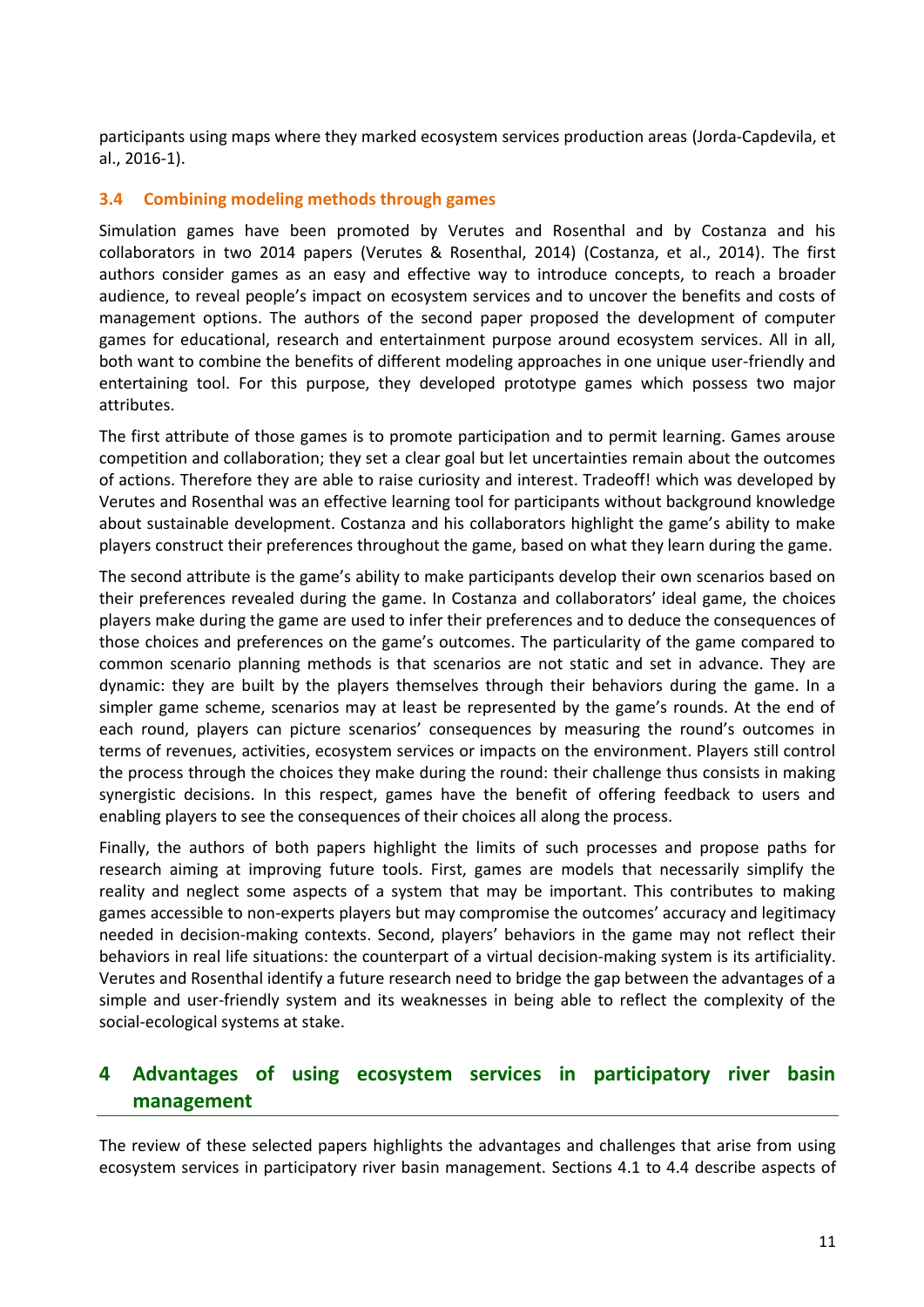participants using maps where they marked ecosystem services production areas (Jorda-Capdevila, et al., 2016-1).

### 3.4 Combining modeling methods through games

Simulation games have been promoted by Verutes and Rosenthal and by Costanza and his collaborators in two 2014 papers (Verutes & Rosenthal, 2014) (Costanza, et al., 2014). The first authors consider games as an easy and effective way to introduce concepts, to reach a broader audience, to reveal people's impact on ecosystem services and to uncover the benefits and costs of management options. The authors of the second paper proposed the development of computer games for educational, research and entertainment purpose around ecosystem services. All in all, both want to combine the benefits of different modeling approaches in one unique user-friendly and entertaining tool. For this purpose, they developed prototype games which possess two major attributes.

The first attribute of those games is to promote participation and to permit learning. Games arouse competition and collaboration; they set a clear goal but let uncertainties remain about the outcomes of actions. Therefore they are able to raise curiosity and interest. Tradeoff! which was developed by Verutes and Rosenthal was an effective learning tool for participants without background knowledge about sustainable development. Costanza and his collaborators highlight the game's ability to make players construct their preferences throughout the game, based on what they learn during the game.

The second attribute is the game's ability to make participants develop their own scenarios based on their preferences revealed during the game. In Costanza and collaborators' ideal game, the choices players make during the game are used to infer their preferences and to deduce the consequences of those choices and preferences on the game's outcomes. The particularity of the game compared to common scenario planning methods is that scenarios are not static and set in advance. They are dynamic: they are built by the players themselves through their behaviors during the game. In a simpler game scheme, scenarios may at least be represented by the game's rounds. At the end of each round, players can picture scenarios' consequences by measuring the round's outcomes in terms of revenues, activities, ecosystem services or impacts on the environment. Players still control the process through the choices they make during the round: their challenge thus consists in making synergistic decisions. In this respect, games have the benefit of offering feedback to users and enabling players to see the consequences of their choices all along the process.

Finally, the authors of both papers highlight the limits of such processes and propose paths for research aiming at improving future tools. First, games are models that necessarily simplify the reality and neglect some aspects of a system that may be important. This contributes to making games accessible to non-experts players but may compromise the outcomes' accuracy and legitimacy needed in decision-making contexts. Second, players' behaviors in the game may not reflect their behaviors in real life situations: the counterpart of a virtual decision-making system is its artificiality. Verutes and Rosenthal identify a future research need to bridge the gap between the advantages of a simple and user-friendly system and its weaknesses in being able to reflect the complexity of the social-ecological systems at stake.

## 4 Advantages of using ecosystem services in participatory river basin management

The review of these selected papers highlights the advantages and challenges that arise from using ecosystem services in participatory river basin management. Sections 4.1 to 4.4 describe aspects of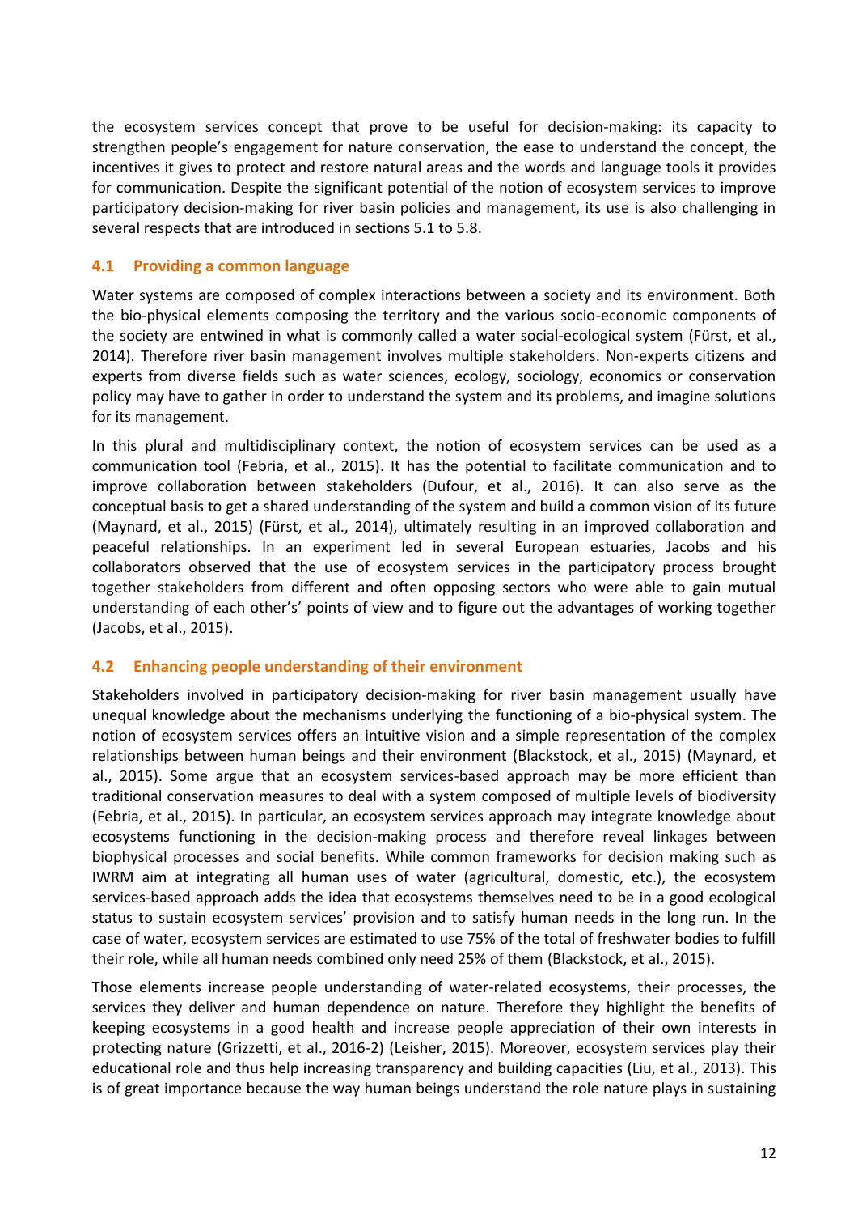the ecosystem services concept that prove to be useful for decision-making: its capacity to strengthen people's engagement for nature conservation, the ease to understand the concept, the incentives it gives to protect and restore natural areas and the words and language tools it provides for communication. Despite the significant potential of the notion of ecosystem services to improve participatory decision-making for river basin policies and management, its use is also challenging in several respects that are introduced in sections 5.1 to 5.8.

## 4.1 Providing a common language

Water systems are composed of complex interactions between a society and its environment. Both the bio-physical elements composing the territory and the various socio-economic components of the society are entwined in what is commonly called a water social-ecological system (Fürst, et al., 2014). Therefore river basin management involves multiple stakeholders. Non-experts citizens and experts from diverse fields such as water sciences, ecology, sociology, economics or conservation policy may have to gather in order to understand the system and its problems, and imagine solutions for its management.

In this plural and multidisciplinary context, the notion of ecosystem services can be used as a communication tool (Febria, et al., 2015). It has the potential to facilitate communication and to improve collaboration between stakeholders (Dufour, et al., 2016). It can also serve as the conceptual basis to get a shared understanding of the system and build a common vision of its future (Maynard, et al., 2015) (Fürst, et al., 2014), ultimately resulting in an improved collaboration and peaceful relationships. In an experiment led in several European estuaries, Jacobs and his collaborators observed that the use of ecosystem services in the participatory process brought together stakeholders from different and often opposing sectors who were able to gain mutual understanding of each other's' points of view and to figure out the advantages of working together (Jacobs, et al., 2015).

## 4.2 Enhancing people understanding of their environment

Stakeholders involved in participatory decision-making for river basin management usually have unequal knowledge about the mechanisms underlying the functioning of a bio-physical system. The notion of ecosystem services offers an intuitive vision and a simple representation of the complex relationships between human beings and their environment (Blackstock, et al., 2015) (Maynard, et al., 2015). Some argue that an ecosystem services-based approach may be more efficient than traditional conservation measures to deal with a system composed of multiple levels of biodiversity (Febria, et al., 2015). In particular, an ecosystem services approach may integrate knowledge about ecosystems functioning in the decision-making process and therefore reveal linkages between biophysical processes and social benefits. While common frameworks for decision making such as IWRM aim at integrating all human uses of water (agricultural, domestic, etc.), the ecosystem services-based approach adds the idea that ecosystems themselves need to be in a good ecological status to sustain ecosystem services' provision and to satisfy human needs in the long run. In the case of water, ecosystem services are estimated to use 75% of the total of freshwater bodies to fulfill their role, while all human needs combined only need 25% of them (Blackstock, et al., 2015).

Those elements increase people understanding of water-related ecosystems, their processes, the services they deliver and human dependence on nature. Therefore they highlight the benefits of keeping ecosystems in a good health and increase people appreciation of their own interests in protecting nature (Grizzetti, et al., 2016-2) (Leisher, 2015). Moreover, ecosystem services play their educational role and thus help increasing transparency and building capacities (Liu, et al., 2013). This is of great importance because the way human beings understand the role nature plays in sustaining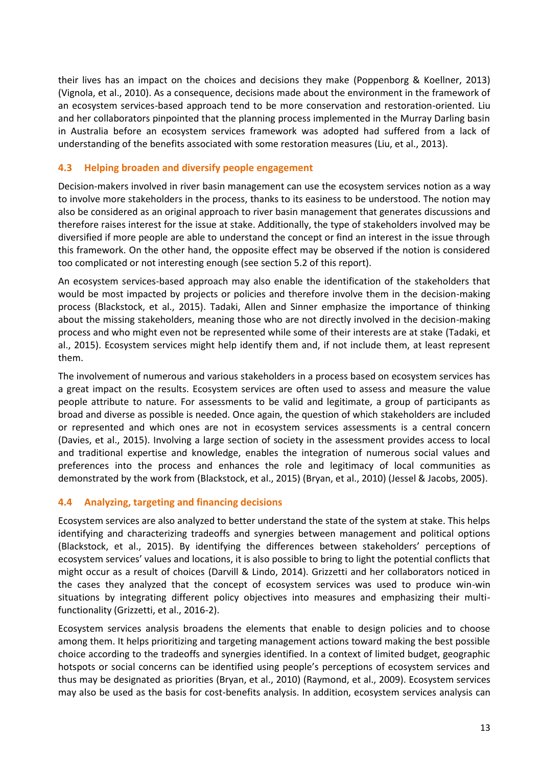their lives has an impact on the choices and decisions they make (Poppenborg & Koellner, 2013) (Vignola, et al., 2010). As a consequence, decisions made about the environment in the framework of an ecosystem services-based approach tend to be more conservation and restoration-oriented. Liu and her collaborators pinpointed that the planning process implemented in the Murray Darling basin in Australia before an ecosystem services framework was adopted had suffered from a lack of understanding of the benefits associated with some restoration measures (Liu, et al., 2013).

### 4.3 Helping broaden and diversify people engagement

Decision-makers involved in river basin management can use the ecosystem services notion as a way to involve more stakeholders in the process, thanks to its easiness to be understood. The notion may also be considered as an original approach to river basin management that generates discussions and therefore raises interest for the issue at stake. Additionally, the type of stakeholders involved may be diversified if more people are able to understand the concept or find an interest in the issue through this framework. On the other hand, the opposite effect may be observed if the notion is considered too complicated or not interesting enough (see section 5.2 of this report).

An ecosystem services-based approach may also enable the identification of the stakeholders that would be most impacted by projects or policies and therefore involve them in the decision-making process (Blackstock, et al., 2015). Tadaki, Allen and Sinner emphasize the importance of thinking about the missing stakeholders, meaning those who are not directly involved in the decision-making process and who might even not be represented while some of their interests are at stake (Tadaki, et al., 2015). Ecosystem services might help identify them and, if not include them, at least represent them.

The involvement of numerous and various stakeholders in a process based on ecosystem services has a great impact on the results. Ecosystem services are often used to assess and measure the value people attribute to nature. For assessments to be valid and legitimate, a group of participants as broad and diverse as possible is needed. Once again, the question of which stakeholders are included or represented and which ones are not in ecosystem services assessments is a central concern (Davies, et al., 2015). Involving a large section of society in the assessment provides access to local and traditional expertise and knowledge, enables the integration of numerous social values and preferences into the process and enhances the role and legitimacy of local communities as demonstrated by the work from (Blackstock, et al., 2015) (Bryan, et al., 2010) (Jessel & Jacobs, 2005).

### 4.4 Analyzing, targeting and financing decisions

Ecosystem services are also analyzed to better understand the state of the system at stake. This helps identifying and characterizing tradeoffs and synergies between management and political options (Blackstock, et al., 2015). By identifying the differences between stakeholders' perceptions of ecosystem services' values and locations, it is also possible to bring to light the potential conflicts that might occur as a result of choices (Darvill & Lindo, 2014). Grizzetti and her collaborators noticed in the cases they analyzed that the concept of ecosystem services was used to produce win-win situations by integrating different policy objectives into measures and emphasizing their multi-functionality (Grizzetti, et al., 2016-2).

Ecosystem services analysis broadens the elements that enable to design policies and to choose among them. It helps prioritizing and targeting management actions toward making the best possible choice according to the tradeoffs and synergies identified. In a context of limited budget, geographic hotspots or social concerns can be identified using people's perceptions of ecosystem services and thus may be designated as priorities (Bryan, et al., 2010) (Raymond, et al., 2009). Ecosystem services may also be used as the basis for cost-benefits analysis. In addition, ecosystem services analysis can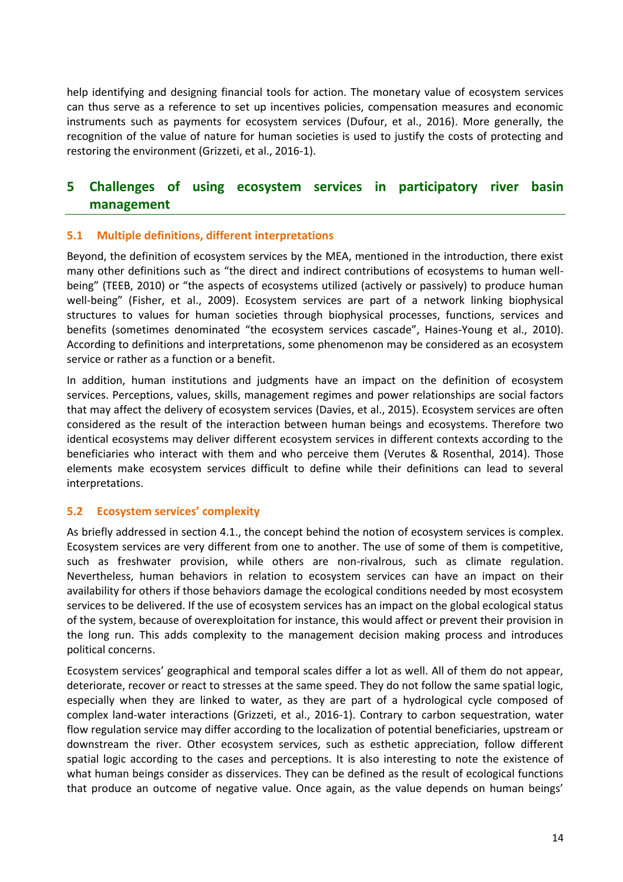help identifying and designing financial tools for action. The monetary value of ecosystem services can thus serve as a reference to set up incentives policies, compensation measures and economic instruments such as payments for ecosystem services (Dufour, et al., 2016). More generally, the recognition of the value of nature for human societies is used to justify the costs of protecting and restoring the environment (Grizzeti, et al., 2016-1).

# 5 Challenges of using ecosystem services in participatory river basin management

## 5.1 Multiple definitions, different interpretations

Beyond, the definition of ecosystem services by the MEA, mentioned in the introduction, there exist many other definitions such as "the direct and indirect contributions of ecosystems to human well-being" (TEEB, 2010) or "the aspects of ecosystems utilized (actively or passively) to produce human well-being" (Fisher, et al., 2009). Ecosystem services are part of a network linking biophysical structures to values for human societies through biophysical processes, functions, services and benefits (sometimes denominated "the ecosystem services cascade", Haines-Young et al., 2010). According to definitions and interpretations, some phenomenon may be considered as an ecosystem service or rather as a function or a benefit.

In addition, human institutions and judgments have an impact on the definition of ecosystem services. Perceptions, values, skills, management regimes and power relationships are social factors that may affect the delivery of ecosystem services (Davies, et al., 2015). Ecosystem services are often considered as the result of the interaction between human beings and ecosystems. Therefore two identical ecosystems may deliver different ecosystem services in different contexts according to the beneficiaries who interact with them and who perceive them (Verutes & Rosenthal, 2014). Those elements make ecosystem services difficult to define while their definitions can lead to several interpretations.

## 5.2 Ecosystem services' complexity

As briefly addressed in section 4.1., the concept behind the notion of ecosystem services is complex. Ecosystem services are very different from one to another. The use of some of them is competitive, such as freshwater provision, while others are non-rivalrous, such as climate regulation. Nevertheless, human behaviors in relation to ecosystem services can have an impact on their availability for others if those behaviors damage the ecological conditions needed by most ecosystem services to be delivered. If the use of ecosystem services has an impact on the global ecological status of the system, because of overexploitation for instance, this would affect or prevent their provision in the long run. This adds complexity to the management decision making process and introduces political concerns.

Ecosystem services' geographical and temporal scales differ a lot as well. All of them do not appear, deteriorate, recover or react to stresses at the same speed. They do not follow the same spatial logic, especially when they are linked to water, as they are part of a hydrological cycle composed of complex land-water interactions (Grizzeti, et al., 2016-1). Contrary to carbon sequestration, water flow regulation service may differ according to the localization of potential beneficiaries, upstream or downstream the river. Other ecosystem services, such as esthetic appreciation, follow different spatial logic according to the cases and perceptions. It is also interesting to note the existence of what human beings consider as disservices. They can be defined as the result of ecological functions that produce an outcome of negative value. Once again, as the value depends on human beings'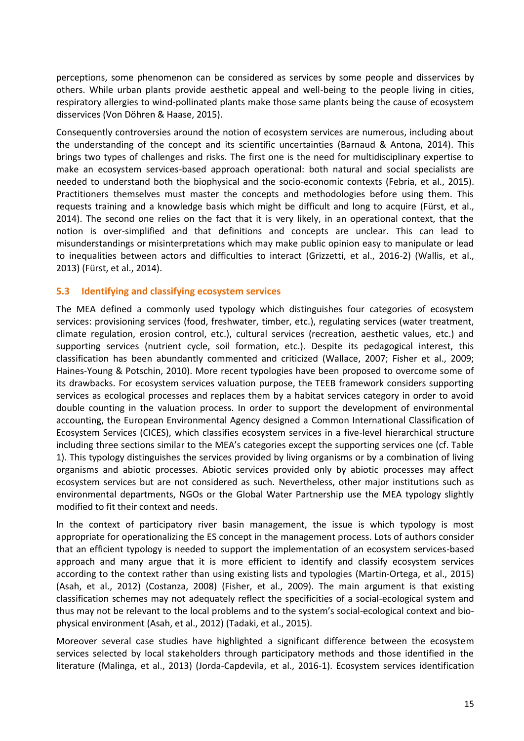perceptions, some phenomenon can be considered as services by some people and disservices by others. While urban plants provide aesthetic appeal and well-being to the people living in cities, respiratory allergies to wind-pollinated plants make those same plants being the cause of ecosystem disservices (Von Döhren & Haase, 2015).

Consequently controversies around the notion of ecosystem services are numerous, including about the understanding of the concept and its scientific uncertainties (Barnaud & Antona, 2014). This brings two types of challenges and risks. The first one is the need for multidisciplinary expertise to make an ecosystem services-based approach operational: both natural and social specialists are needed to understand both the biophysical and the socio-economic contexts (Febria, et al., 2015). Practitioners themselves must master the concepts and methodologies before using them. This requests training and a knowledge basis which might be difficult and long to acquire (Fürst, et al., 2014). The second one relies on the fact that it is very likely, in an operational context, that the notion is over-simplified and that definitions and concepts are unclear. This can lead to misunderstandings or misinterpretations which may make public opinion easy to manipulate or lead to inequalities between actors and difficulties to interact (Grizzetti, et al., 2016-2) (Wallis, et al., 2013) (Fürst, et al., 2014).

### 5.3 Identifying and classifying ecosystem services

The MEA defined a commonly used typology which distinguishes four categories of ecosystem services: provisioning services (food, freshwater, timber, etc.), regulating services (water treatment, climate regulation, erosion control, etc.), cultural services (recreation, aesthetic values, etc.) and supporting services (nutrient cycle, soil formation, etc.). Despite its pedagogical interest, this classification has been abundantly commented and criticized (Wallace, 2007; Fisher et al., 2009; Haines-Young & Potschin, 2010). More recent typologies have been proposed to overcome some of its drawbacks. For ecosystem services valuation purpose, the TEEB framework considers supporting services as ecological processes and replaces them by a habitat services category in order to avoid double counting in the valuation process. In order to support the development of environmental accounting, the European Environmental Agency designed a Common International Classification of Ecosystem Services (CICES), which classifies ecosystem services in a five-level hierarchical structure including three sections similar to the MEA's categories except the supporting services one (cf. Table 1). This typology distinguishes the services provided by living organisms or by a combination of living organisms and abiotic processes. Abiotic services provided only by abiotic processes may affect ecosystem services but are not considered as such. Nevertheless, other major institutions such as environmental departments, NGOs or the Global Water Partnership use the MEA typology slightly modified to fit their context and needs.

In the context of participatory river basin management, the issue is which typology is most appropriate for operationalizing the ES concept in the management process. Lots of authors consider that an efficient typology is needed to support the implementation of an ecosystem services-based approach and many argue that it is more efficient to identify and classify ecosystem services according to the context rather than using existing lists and typologies (Martin-Ortega, et al., 2015) (Asah, et al., 2012) (Costanza, 2008) (Fisher, et al., 2009). The main argument is that existing classification schemes may not adequately reflect the specificities of a social-ecological system and thus may not be relevant to the local problems and to the system's social-ecological context and bio-physical environment (Asah, et al., 2012) (Tadaki, et al., 2015).

Moreover several case studies have highlighted a significant difference between the ecosystem services selected by local stakeholders through participatory methods and those identified in the literature (Malinga, et al., 2013) (Jorda-Capdevila, et al., 2016-1). Ecosystem services identification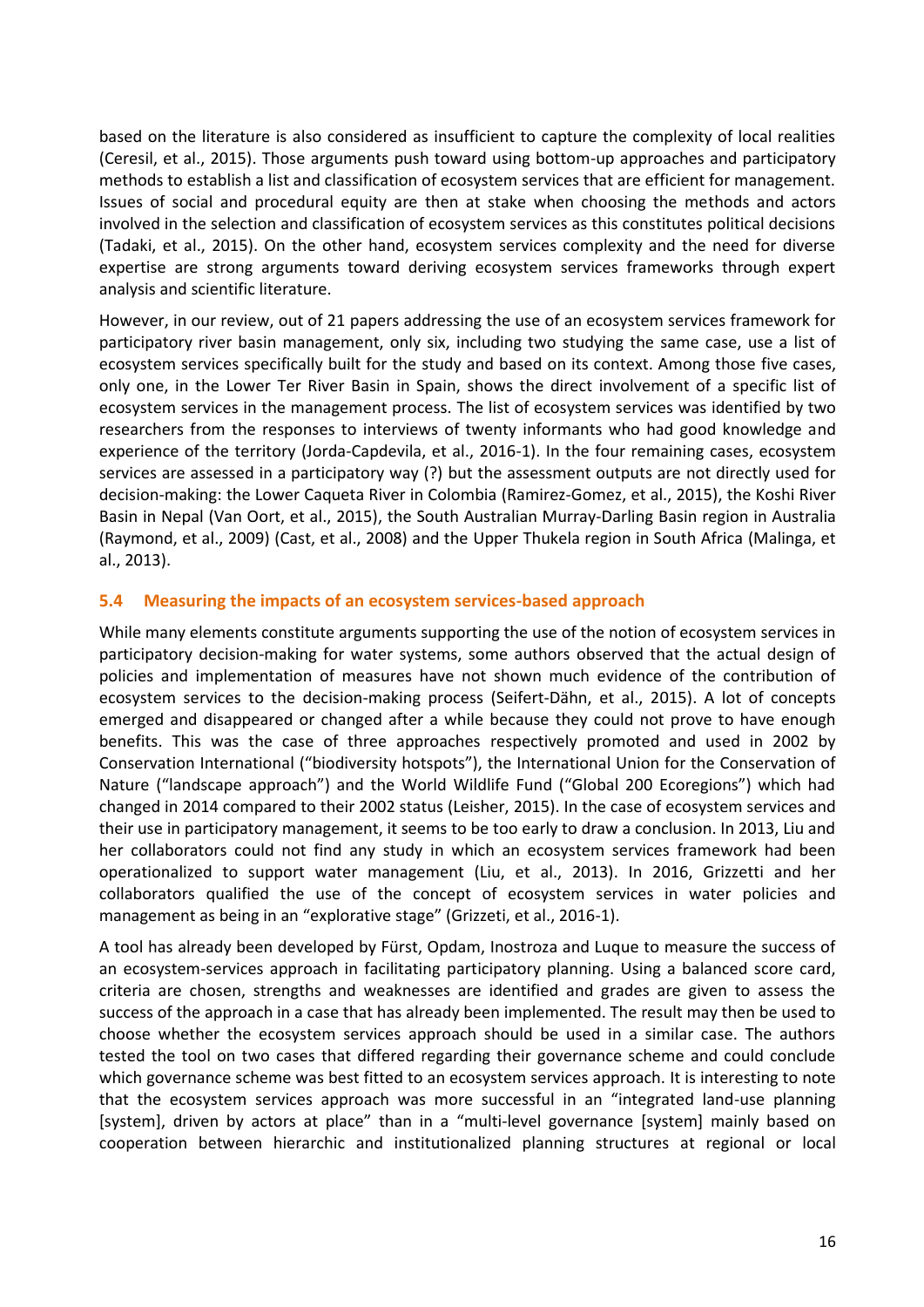based on the literature is also considered as insufficient to capture the complexity of local realities (Ceresil, et al., 2015). Those arguments push toward using bottom-up approaches and participatory methods to establish a list and classification of ecosystem services that are efficient for management. Issues of social and procedural equity are then at stake when choosing the methods and actors involved in the selection and classification of ecosystem services as this constitutes political decisions (Tadaki, et al., 2015). On the other hand, ecosystem services complexity and the need for diverse expertise are strong arguments toward deriving ecosystem services frameworks through expert analysis and scientific literature.

However, in our review, out of 21 papers addressing the use of an ecosystem services framework for participatory river basin management, only six, including two studying the same case, use a list of ecosystem services specifically built for the study and based on its context. Among those five cases, only one, in the Lower Ter River Basin in Spain, shows the direct involvement of a specific list of ecosystem services in the management process. The list of ecosystem services was identified by two researchers from the responses to interviews of twenty informants who had good knowledge and experience of the territory (Jorda-Capdevila, et al., 2016-1). In the four remaining cases, ecosystem services are assessed in a participatory way (?) but the assessment outputs are not directly used for decision-making: the Lower Caqueta River in Colombia (Ramirez-Gomez, et al., 2015), the Koshi River Basin in Nepal (Van Oort, et al., 2015), the South Australian Murray-Darling Basin region in Australia (Raymond, et al., 2009) (Cast, et al., 2008) and the Upper Thukela region in South Africa (Malinga, et al., 2013).

## 5.4 Measuring the impacts of an ecosystem services-based approach

While many elements constitute arguments supporting the use of the notion of ecosystem services in participatory decision-making for water systems, some authors observed that the actual design of policies and implementation of measures have not shown much evidence of the contribution of ecosystem services to the decision-making process (Seifert-Dähn, et al., 2015). A lot of concepts emerged and disappeared or changed after a while because they could not prove to have enough benefits. This was the case of three approaches respectively promoted and used in 2002 by Conservation International ("biodiversity hotspots"), the International Union for the Conservation of Nature ("landscape approach") and the World Wildlife Fund ("Global 200 Ecoregions") which had changed in 2014 compared to their 2002 status (Leisher, 2015). In the case of ecosystem services and their use in participatory management, it seems to be too early to draw a conclusion. In 2013, Liu and her collaborators could not find any study in which an ecosystem services framework had been operationalized to support water management (Liu, et al., 2013). In 2016, Grizzetti and her collaborators qualified the use of the concept of ecosystem services in water policies and management as being in an "explorative stage" (Grizzeti, et al., 2016-1).

A tool has already been developed by Fürst, Opdam, Inostroza and Luque to measure the success of an ecosystem-services approach in facilitating participatory planning. Using a balanced score card, criteria are chosen, strengths and weaknesses are identified and grades are given to assess the success of the approach in a case that has already been implemented. The result may then be used to choose whether the ecosystem services approach should be used in a similar case. The authors tested the tool on two cases that differed regarding their governance scheme and could conclude which governance scheme was best fitted to an ecosystem services approach. It is interesting to note that the ecosystem services approach was more successful in an "integrated land-use planning [system], driven by actors at place" than in a "multi-level governance [system] mainly based on cooperation between hierarchic and institutionalized planning structures at regional or local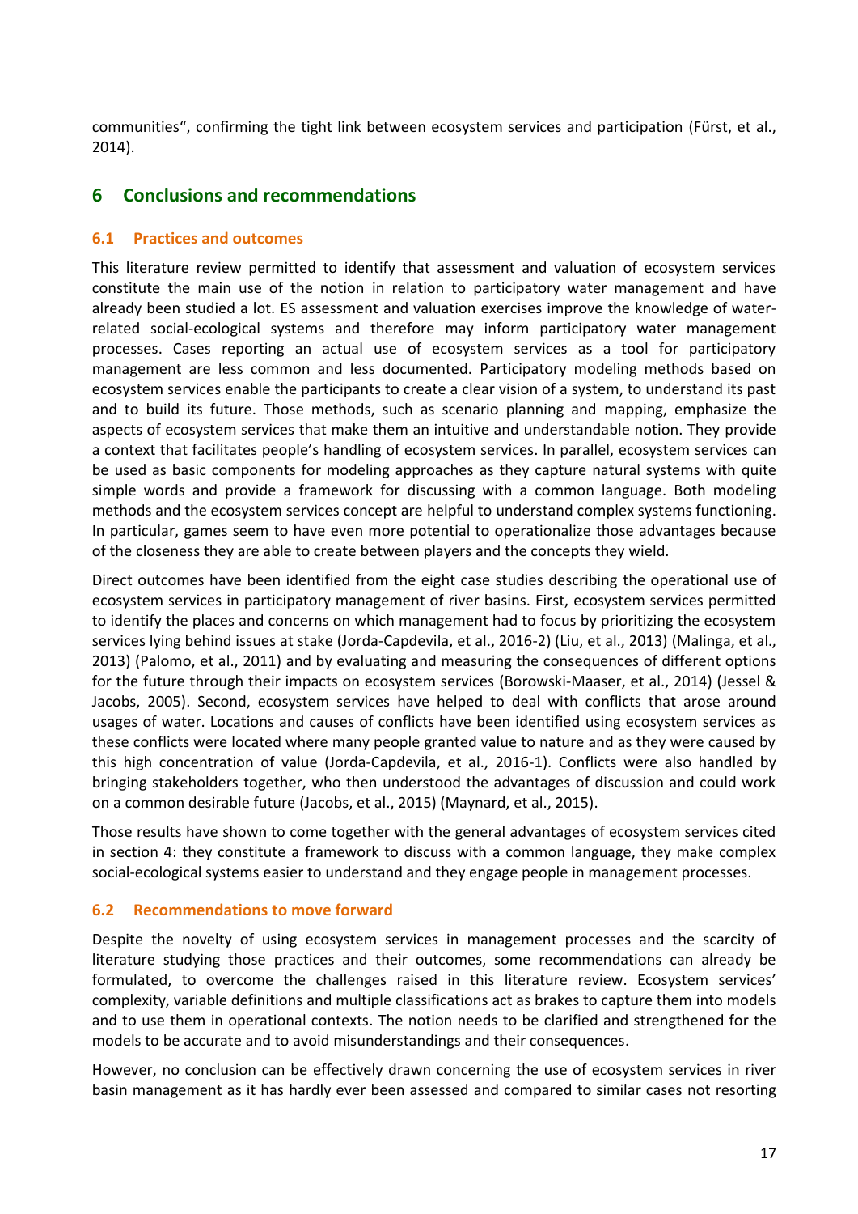communities", confirming the tight link between ecosystem services and participation (Fürst, et al., 2014).

# 6 Conclusions and recommendations

## 6.1 Practices and outcomes

This literature review permitted to identify that assessment and valuation of ecosystem services constitute the main use of the notion in relation to participatory water management and have already been studied a lot. ES assessment and valuation exercises improve the knowledge of water-related social-ecological systems and therefore may inform participatory water management processes. Cases reporting an actual use of ecosystem services as a tool for participatory management are less common and less documented. Participatory modeling methods based on ecosystem services enable the participants to create a clear vision of a system, to understand its past and to build its future. Those methods, such as scenario planning and mapping, emphasize the aspects of ecosystem services that make them an intuitive and understandable notion. They provide a context that facilitates people's handling of ecosystem services. In parallel, ecosystem services can be used as basic components for modeling approaches as they capture natural systems with quite simple words and provide a framework for discussing with a common language. Both modeling methods and the ecosystem services concept are helpful to understand complex systems functioning. In particular, games seem to have even more potential to operationalize those advantages because of the closeness they are able to create between players and the concepts they wield.

Direct outcomes have been identified from the eight case studies describing the operational use of ecosystem services in participatory management of river basins. First, ecosystem services permitted to identify the places and concerns on which management had to focus by prioritizing the ecosystem services lying behind issues at stake (Jorda-Capdevila, et al., 2016-2) (Liu, et al., 2013) (Malinga, et al., 2013) (Palomo, et al., 2011) and by evaluating and measuring the consequences of different options for the future through their impacts on ecosystem services (Borowski-Maaser, et al., 2014) (Jessel & Jacobs, 2005). Second, ecosystem services have helped to deal with conflicts that arose around usages of water. Locations and causes of conflicts have been identified using ecosystem services as these conflicts were located where many people granted value to nature and as they were caused by this high concentration of value (Jorda-Capdevila, et al., 2016-1). Conflicts were also handled by bringing stakeholders together, who then understood the advantages of discussion and could work on a common desirable future (Jacobs, et al., 2015) (Maynard, et al., 2015).

Those results have shown to come together with the general advantages of ecosystem services cited in section 4: they constitute a framework to discuss with a common language, they make complex social-ecological systems easier to understand and they engage people in management processes.

## 6.2 Recommendations to move forward

Despite the novelty of using ecosystem services in management processes and the scarcity of literature studying those practices and their outcomes, some recommendations can already be formulated, to overcome the challenges raised in this literature review. Ecosystem services' complexity, variable definitions and multiple classifications act as brakes to capture them into models and to use them in operational contexts. The notion needs to be clarified and strengthened for the models to be accurate and to avoid misunderstandings and their consequences.

However, no conclusion can be effectively drawn concerning the use of ecosystem services in river basin management as it has hardly ever been assessed and compared to similar cases not resorting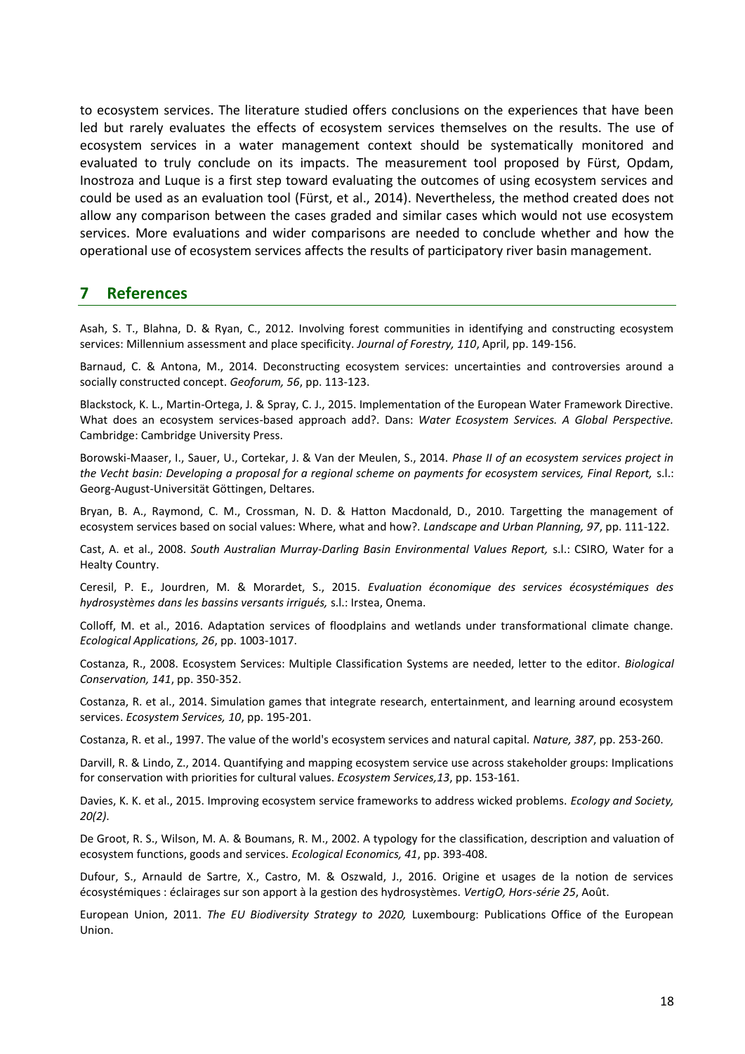to ecosystem services. The literature studied offers conclusions on the experiences that have been led but rarely evaluates the effects of ecosystem services themselves on the results. The use of ecosystem services in a water management context should be systematically monitored and evaluated to truly conclude on its impacts. The measurement tool proposed by Fürst, Opdam, Inostroza and Luque is a first step toward evaluating the outcomes of using ecosystem services and could be used as an evaluation tool (Fürst, et al., 2014). Nevertheless, the method created does not allow any comparison between the cases graded and similar cases which would not use ecosystem services. More evaluations and wider comparisons are needed to conclude whether and how the operational use of ecosystem services affects the results of participatory river basin management.

## 7 References

Asah, S. T., Blahna, D. & Ryan, C., 2012. Involving forest communities in identifying and constructing ecosystem services: Millennium assessment and place specificity. *Journal of Forestry, 110*, April, pp. 149-156.

Barnaud, C. & Antona, M., 2014. Deconstructing ecosystem services: uncertainties and controversies around a socially constructed concept. *Geoforum, 56*, pp. 113-123.

Blackstock, K. L., Martin-Ortega, J. & Spray, C. J., 2015. Implementation of the European Water Framework Directive. What does an ecosystem services-based approach add?. Dans: *Water Ecosystem Services. A Global Perspective.* Cambridge: Cambridge University Press.

Borowski-Maaser, I., Sauer, U., Cortekar, J. & Van der Meulen, S., 2014. *Phase II of an ecosystem services project in the Vecht basin: Developing a proposal for a regional scheme on payments for ecosystem services, Final Report,* s.l.: Georg-August-Universität Göttingen, Deltares.

Bryan, B. A., Raymond, C. M., Crossman, N. D. & Hatton Macdonald, D., 2010. Targetting the management of ecosystem services based on social values: Where, what and how?. *Landscape and Urban Planning, 97*, pp. 111-122.

Cast, A. et al., 2008. *South Australian Murray-Darling Basin Environmental Values Report,* s.l.: CSIRO, Water for a Healty Country.

Ceresil, P. E., Jourdren, M. & Morardet, S., 2015. *Evaluation économique des services écosystémiques des hydrosystèmes dans les bassins versants irrigués,* s.l.: Irstea, Onema.

Colloff, M. et al., 2016. Adaptation services of floodplains and wetlands under transformational climate change. *Ecological Applications, 26*, pp. 1003-1017.

Costanza, R., 2008. Ecosystem Services: Multiple Classification Systems are needed, letter to the editor. *Biological Conservation, 141*, pp. 350-352.

Costanza, R. et al., 2014. Simulation games that integrate research, entertainment, and learning around ecosystem services. *Ecosystem Services, 10*, pp. 195-201.

Costanza, R. et al., 1997. The value of the world's ecosystem services and natural capital. *Nature, 387*, pp. 253-260.

Darvill, R. & Lindo, Z., 2014. Quantifying and mapping ecosystem service use across stakeholder groups: Implications for conservation with priorities for cultural values. *Ecosystem Services,13*, pp. 153-161.

Davies, K. K. et al., 2015. Improving ecosystem service frameworks to address wicked problems. *Ecology and Society, 20(2)*.

De Groot, R. S., Wilson, M. A. & Boumans, R. M., 2002. A typology for the classification, description and valuation of ecosystem functions, goods and services. *Ecological Economics, 41*, pp. 393-408.

Dufour, S., Arnauld de Sartre, X., Castro, M. & Oszwald, J., 2016. Origine et usages de la notion de services écosystémiques : éclairages sur son apport à la gestion des hydrosystèmes. *VertigO, Hors-série 25*, Août.

European Union, 2011. *The EU Biodiversity Strategy to 2020,* Luxembourg: Publications Office of the European Union.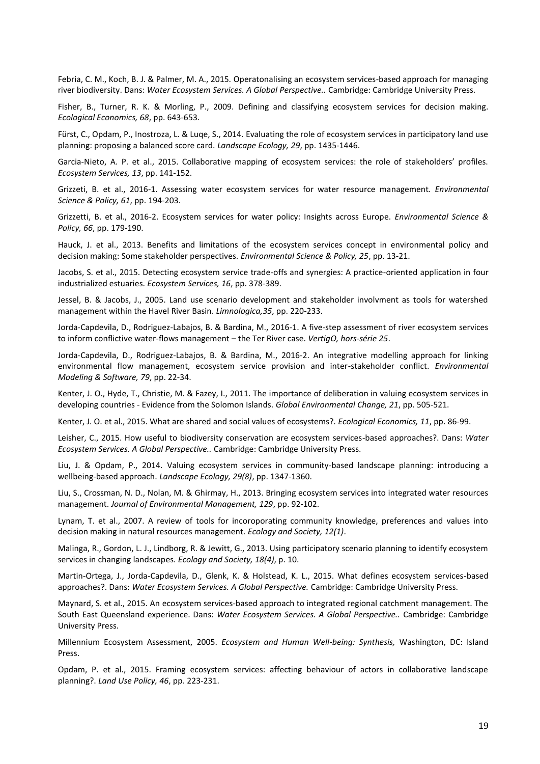Febria, C. M., Koch, B. J. & Palmer, M. A., 2015. Operatonalising an ecosystem services-based approach for managing river biodiversity. Dans: *Water Ecosystem Services. A Global Perspective..* Cambridge: Cambridge University Press.

Fisher, B., Turner, R. K. & Morling, P., 2009. Defining and classifying ecosystem services for decision making. *Ecological Economics, 68*, pp. 643-653.

Fürst, C., Opdam, P., Inostroza, L. & Luqe, S., 2014. Evaluating the role of ecosystem services in participatory land use planning: proposing a balanced score card. *Landscape Ecology, 29*, pp. 1435-1446.

Garcia-Nieto, A. P. et al., 2015. Collaborative mapping of ecosystem services: the role of stakeholders' profiles. *Ecosystem Services, 13*, pp. 141-152.

Grizzeti, B. et al., 2016-1. Assessing water ecosystem services for water resource management. *Environmental Science & Policy, 61*, pp. 194-203.

Grizzetti, B. et al., 2016-2. Ecosystem services for water policy: Insights across Europe. *Environmental Science & Policy, 66*, pp. 179-190.

Hauck, J. et al., 2013. Benefits and limitations of the ecosystem services concept in environmental policy and decision making: Some stakeholder perspectives. *Environmental Science & Policy, 25*, pp. 13-21.

Jacobs, S. et al., 2015. Detecting ecosystem service trade-offs and synergies: A practice-oriented application in four industrialized estuaries. *Ecosystem Services, 16*, pp. 378-389.

Jessel, B. & Jacobs, J., 2005. Land use scenario development and stakeholder involvment as tools for watershed management within the Havel River Basin. *Limnologica,35*, pp. 220-233.

Jorda-Capdevila, D., Rodriguez-Labajos, B. & Bardina, M., 2016-1. A five-step assessment of river ecosystem services to inform conflictive water-flows management – the Ter River case. *VertigO, hors-série 25*.

Jorda-Capdevila, D., Rodriguez-Labajos, B. & Bardina, M., 2016-2. An integrative modelling approach for linking environmental flow management, ecosystem service provision and inter-stakeholder conflict. *Environmental Modeling & Software, 79*, pp. 22-34.

Kenter, J. O., Hyde, T., Christie, M. & Fazey, I., 2011. The importance of deliberation in valuing ecosystem services in developing countries - Evidence from the Solomon Islands. *Global Environmental Change, 21*, pp. 505-521.

Kenter, J. O. et al., 2015. What are shared and social values of ecosystems?. *Ecological Economics, 11*, pp. 86-99.

Leisher, C., 2015. How useful to biodiversity conservation are ecosystem services-based approaches?. Dans: *Water Ecosystem Services. A Global Perspective..* Cambridge: Cambridge University Press.

Liu, J. & Opdam, P., 2014. Valuing ecosystem services in community-based landscape planning: introducing a wellbeing-based approach. *Landscape Ecology, 29(8)*, pp. 1347-1360.

Liu, S., Crossman, N. D., Nolan, M. & Ghirmay, H., 2013. Bringing ecosystem services into integrated water resources management. *Journal of Environmental Management, 129*, pp. 92-102.

Lynam, T. et al., 2007. A review of tools for incoroporating community knowledge, preferences and values into decision making in natural resources management. *Ecology and Society, 12(1)*.

Malinga, R., Gordon, L. J., Lindborg, R. & Jewitt, G., 2013. Using participatory scenario planning to identify ecosystem services in changing landscapes. *Ecology and Society, 18(4)*, p. 10.

Martin-Ortega, J., Jorda-Capdevila, D., Glenk, K. & Holstead, K. L., 2015. What defines ecosystem services-based approaches?. Dans: *Water Ecosystem Services. A Global Perspective.* Cambridge: Cambridge University Press.

Maynard, S. et al., 2015. An ecosystem services-based approach to integrated regional catchment management. The South East Queensland experience. Dans: *Water Ecosystem Services. A Global Perspective..* Cambridge: Cambridge University Press.

Millennium Ecosystem Assessment, 2005. *Ecosystem and Human Well-being: Synthesis,* Washington, DC: Island Press.

Opdam, P. et al., 2015. Framing ecosystem services: affecting behaviour of actors in collaborative landscape planning?. *Land Use Policy, 46*, pp. 223-231.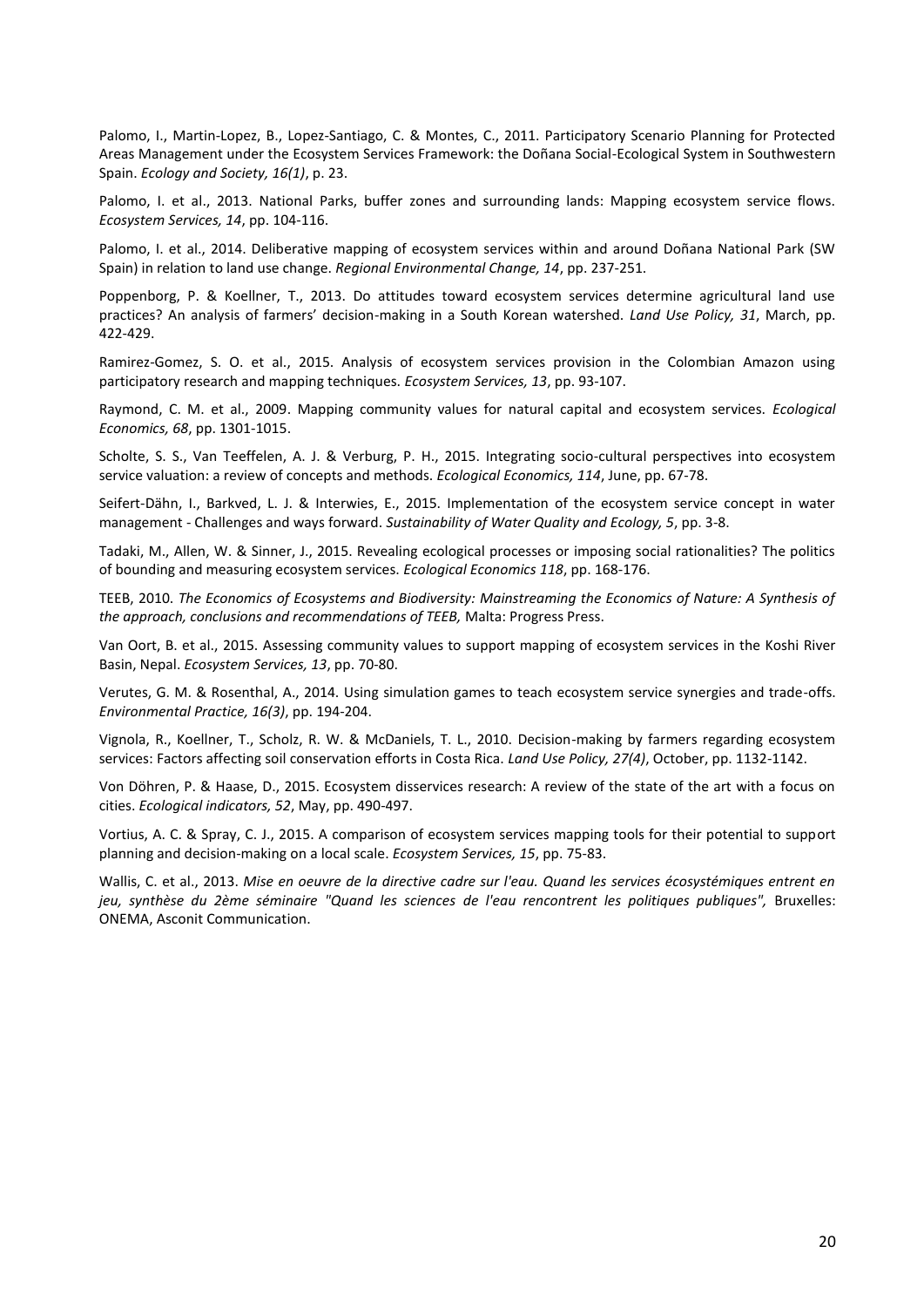Palomo, I., Martin-Lopez, B., Lopez-Santiago, C. & Montes, C., 2011. Participatory Scenario Planning for Protected Areas Management under the Ecosystem Services Framework: the Doñana Social-Ecological System in Southwestern Spain. *Ecology and Society, 16(1)*, p. 23.

Palomo, I. et al., 2013. National Parks, buffer zones and surrounding lands: Mapping ecosystem service flows. *Ecosystem Services, 14*, pp. 104-116.

Palomo, I. et al., 2014. Deliberative mapping of ecosystem services within and around Doñana National Park (SW Spain) in relation to land use change. *Regional Environmental Change, 14*, pp. 237-251.

Poppenborg, P. & Koellner, T., 2013. Do attitudes toward ecosystem services determine agricultural land use practices? An analysis of farmers' decision-making in a South Korean watershed. *Land Use Policy, 31*, March, pp. 422-429.

Ramirez-Gomez, S. O. et al., 2015. Analysis of ecosystem services provision in the Colombian Amazon using participatory research and mapping techniques. *Ecosystem Services, 13*, pp. 93-107.

Raymond, C. M. et al., 2009. Mapping community values for natural capital and ecosystem services. *Ecological Economics, 68*, pp. 1301-1015.

Scholte, S. S., Van Teeffelen, A. J. & Verburg, P. H., 2015. Integrating socio-cultural perspectives into ecosystem service valuation: a review of concepts and methods. *Ecological Economics, 114*, June, pp. 67-78.

Seifert-Dähn, I., Barkved, L. J. & Interwies, E., 2015. Implementation of the ecosystem service concept in water management - Challenges and ways forward. *Sustainability of Water Quality and Ecology, 5*, pp. 3-8.

Tadaki, M., Allen, W. & Sinner, J., 2015. Revealing ecological processes or imposing social rationalities? The politics of bounding and measuring ecosystem services. *Ecological Economics 118*, pp. 168-176.

TEEB, 2010. *The Economics of Ecosystems and Biodiversity: Mainstreaming the Economics of Nature: A Synthesis of the approach, conclusions and recommendations of TEEB,* Malta: Progress Press.

Van Oort, B. et al., 2015. Assessing community values to support mapping of ecosystem services in the Koshi River Basin, Nepal. *Ecosystem Services, 13*, pp. 70-80.

Verutes, G. M. & Rosenthal, A., 2014. Using simulation games to teach ecosystem service synergies and trade-offs. *Environmental Practice, 16(3)*, pp. 194-204.

Vignola, R., Koellner, T., Scholz, R. W. & McDaniels, T. L., 2010. Decision-making by farmers regarding ecosystem services: Factors affecting soil conservation efforts in Costa Rica. *Land Use Policy, 27(4)*, October, pp. 1132-1142.

Von Döhren, P. & Haase, D., 2015. Ecosystem disservices research: A review of the state of the art with a focus on cities. *Ecological indicators, 52*, May, pp. 490-497.

Vortius, A. C. & Spray, C. J., 2015. A comparison of ecosystem services mapping tools for their potential to support planning and decision-making on a local scale. *Ecosystem Services, 15*, pp. 75-83.

Wallis, C. et al., 2013. *Mise en oeuvre de la directive cadre sur l'eau. Quand les services écosystémiques entrent en jeu, synthèse du 2ème séminaire "Quand les sciences de l'eau rencontrent les politiques publiques",* Bruxelles: ONEMA, Asconit Communication.